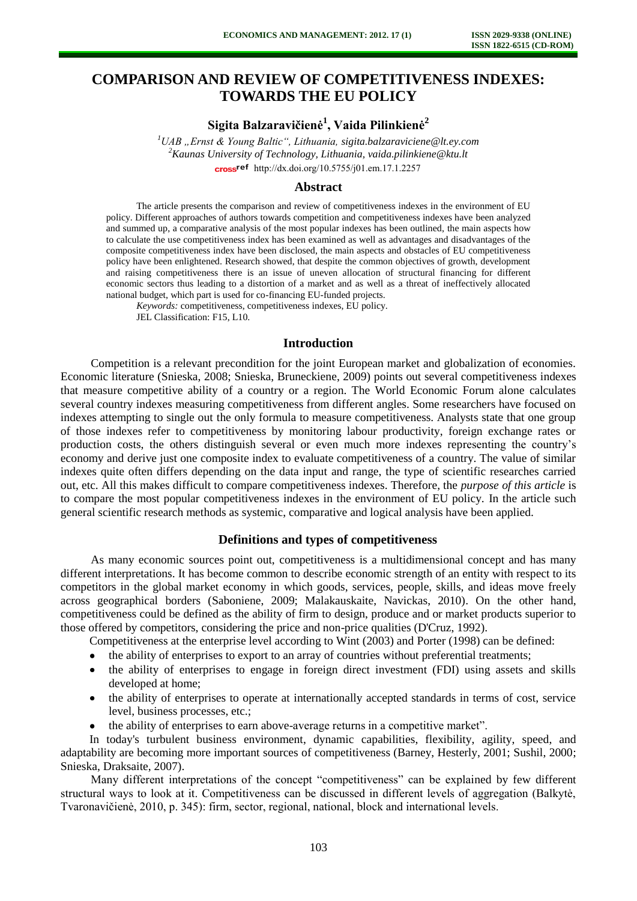# COMPARISON AND REVIEW OF COMPETITIVENESS INDEXES: TOWARDS THE EU POLICY

**Sigita Balzaravičienė[1], Vaida Pilinkienė[2]**

[1]*UAB „Ernst & Young Baltic", Lithuania,* *sigita.balzaraviciene@lt.ey.com*
[2]*Kaunas University of Technology, Lithuania,* *vaida.pilinkiene@ktu.lt*
http://dx.doi.org/10.5755/j01.em.17.1.2257

## Abstract

The article presents the comparison and review of competitiveness indexes in the environment of EU policy. Different approaches of authors towards competition and competitiveness indexes have been analyzed and summed up, a comparative analysis of the most popular indexes has been outlined, the main aspects how to calculate the use competitiveness index has been examined as well as advantages and disadvantages of the composite competitiveness index have been disclosed, the main aspects and obstacles of EU competitiveness policy have been enlightened. Research showed, that despite the common objectives of growth, development and raising competitiveness there is an issue of uneven allocation of structural financing for different economic sectors thus leading to a distortion of a market and as well as a threat of ineffectively allocated national budget, which part is used for co-financing EU-funded projects.

*Keywords:* competitiveness, competitiveness indexes, EU policy.

JEL Classification: F15, L10.

## Introduction

Competition is a relevant precondition for the joint European market and globalization of economies. Economic literature (Snieska, 2008; Snieska, Bruneckiene, 2009) points out several competitiveness indexes that measure competitive ability of a country or a region. The World Economic Forum alone calculates several country indexes measuring competitiveness from different angles. Some researchers have focused on indexes attempting to single out the only formula to measure competitiveness. Analysts state that one group of those indexes refer to competitiveness by monitoring labour productivity, foreign exchange rates or production costs, the others distinguish several or even much more indexes representing the country's economy and derive just one composite index to evaluate competitiveness of a country. The value of similar indexes quite often differs depending on the data input and range, the type of scientific researches carried out, etc. All this makes difficult to compare competitiveness indexes. Therefore, the *purpose of this article* is to compare the most popular competitiveness indexes in the environment of EU policy. In the article such general scientific research methods as systemic, comparative and logical analysis have been applied.

## Definitions and types of competitiveness

As many economic sources point out, competitiveness is a multidimensional concept and has many different interpretations. It has become common to describe economic strength of an entity with respect to its competitors in the global market economy in which goods, services, people, skills, and ideas move freely across geographical borders (Saboniene, 2009; Malakauskaite, Navickas, 2010). On the other hand, competitiveness could be defined as the ability of firm to design, produce and or market products superior to those offered by competitors, considering the price and non-price qualities (D'Cruz, 1992).

Competitiveness at the enterprise level according to Wint (2003) and Porter (1998) can be defined:

- the ability of enterprises to export to an array of countries without preferential treatments;
- the ability of enterprises to engage in foreign direct investment (FDI) using assets and skills developed at home;
- the ability of enterprises to operate at internationally accepted standards in terms of cost, service level, business processes, etc.;
- the ability of enterprises to earn above-average returns in a competitive market".

In today's turbulent business environment, dynamic capabilities, flexibility, agility, speed, and adaptability are becoming more important sources of competitiveness (Barney, Hesterly, 2001; Sushil, 2000; Snieska, Draksaite, 2007).

Many different interpretations of the concept "competitiveness" can be explained by few different structural ways to look at it. Competitiveness can be discussed in different levels of aggregation (Balkytė, Tvaronavičienė, 2010, p. 345): firm, sector, regional, national, block and international levels.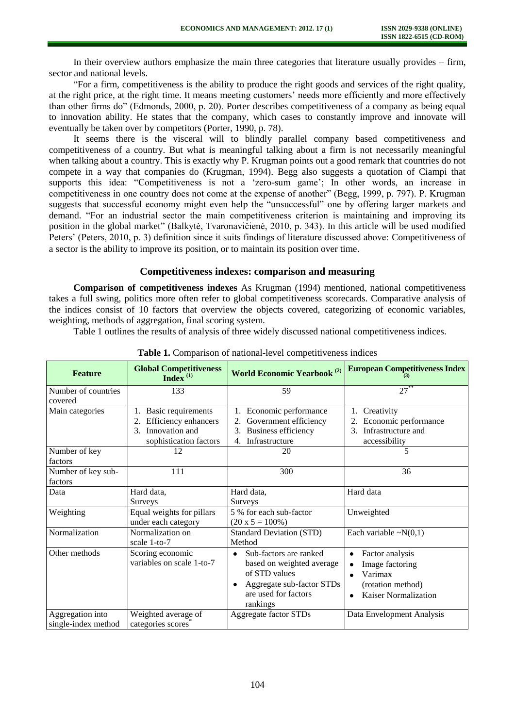In their overview authors emphasize the main three categories that literature usually provides – firm, sector and national levels.

"For a firm, competitiveness is the ability to produce the right goods and services of the right quality, at the right price, at the right time. It means meeting customers' needs more efficiently and more effectively than other firms do" (Edmonds, 2000, p. 20). Porter describes competitiveness of a company as being equal to innovation ability. He states that the company, which cases to constantly improve and innovate will eventually be taken over by competitors (Porter, 1990, p. 78).

It seems there is the visceral will to blindly parallel company based competitiveness and competitiveness of a country. But what is meaningful talking about a firm is not necessarily meaningful when talking about a country. This is exactly why P. Krugman points out a good remark that countries do not compete in a way that companies do (Krugman, 1994). Begg also suggests a quotation of Ciampi that supports this idea: "Competitiveness is not a 'zero-sum game'; In other words, an increase in competitiveness in one country does not come at the expense of another" (Begg, 1999, p. 797). P. Krugman suggests that successful economy might even help the "unsuccessful" one by offering larger markets and demand. "For an industrial sector the main competitiveness criterion is maintaining and improving its position in the global market" (Balkytė, Tvaronavičienė, 2010, p. 343). In this article will be used modified Peters' (Peters, 2010, p. 3) definition since it suits findings of literature discussed above: Competitiveness of a sector is the ability to improve its position, or to maintain its position over time.

## Competitiveness indexes: comparison and measuring

**Comparison of competitiveness indexes** As Krugman (1994) mentioned, national competitiveness takes a full swing, politics more often refer to global competitiveness scorecards. Comparative analysis of the indices consist of 10 factors that overview the objects covered, categorizing of economic variables, weighting, methods of aggregation, final scoring system.

Table 1 outlines the results of analysis of three widely discussed national competitiveness indices.

**Table 1.** Comparison of national-level competitiveness indices

| Feature | Global Competitiveness Index [(1)] | World Economic Yearbook [(2)] | European Competitiveness Index [(3)] |
|---|---|---|---|
| Number of countries covered | 133 | 59 | 27[**] |
| Main categories | 1. Basic requirements<br>2. Efficiency enhancers<br>3. Innovation and sophistication factors | 1. Economic performance<br>2. Government efficiency<br>3. Business efficiency<br>4. Infrastructure | 1. Creativity<br>2. Economic performance<br>3. Infrastructure and accessibility |
| Number of key factors | 12 | 20 | 5 |
| Number of key sub-factors | 111 | 300 | 36 |
| Data | Hard data, Surveys | Hard data, Surveys | Hard data |
| Weighting | Equal weights for pillars under each category | 5 % for each sub-factor (20 x 5 = 100%) | Unweighted |
| Normalization | Normalization on scale 1-to-7 | Standard Deviation (STD) Method | Each variable ~N(0,1) |
| Other methods | Scoring economic variables on scale 1-to-7 | • Sub-factors are ranked based on weighted average of STD values<br>• Aggregate sub-factor STDs are used for factors rankings | • Factor analysis<br>• Image factoring<br>• Varimax (rotation method)<br>• Kaiser Normalization |
| Aggregation into single-index method | Weighted average of categories scores[*] | Aggregate factor STDs | Data Envelopment Analysis |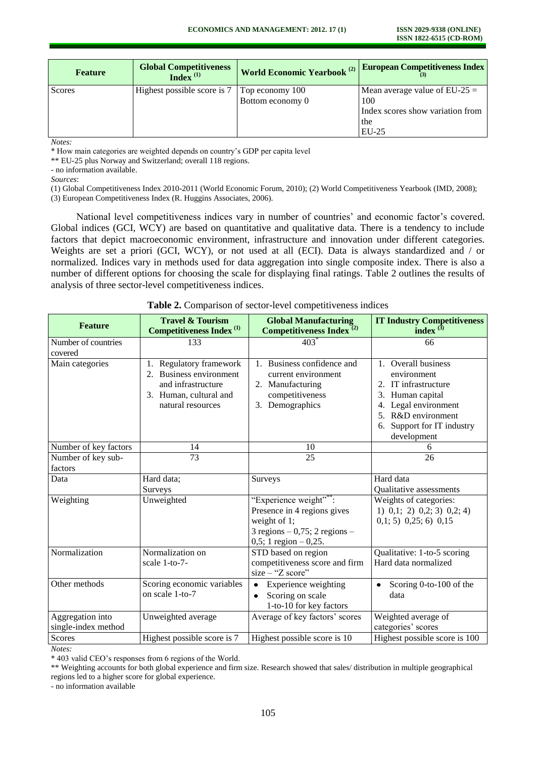| Feature | Global Competitiveness Index (1) | World Economic Yearbook (2) | European Competitiveness Index (3) |
|---|---|---|---|
| Scores | Highest possible score is 7 | Top economy 100<br>Bottom economy 0 | Mean average value of EU-25 = 100<br>Index scores show variation from the EU-25 |

*Notes:*

* How main categories are weighted depends on country's GDP per capita level

** EU-25 plus Norway and Switzerland; overall 118 regions.

- no information available.

*Sources*:

(1) Global Competitiveness Index 2010-2011 (World Economic Forum, 2010); (2) World Competitiveness Yearbook (IMD, 2008); (3) European Competitiveness Index (R. Huggins Associates, 2006).

National level competitiveness indices vary in number of countries' and economic factor's covered. Global indices (GCI, WCY) are based on quantitative and qualitative data. There is a tendency to include factors that depict macroeconomic environment, infrastructure and innovation under different categories. Weights are set a priori (GCI, WCY), or not used at all (ECI). Data is always standardized and / or normalized. Indices vary in methods used for data aggregation into single composite index. There is also a number of different options for choosing the scale for displaying final ratings. Table 2 outlines the results of analysis of three sector-level competitiveness indices.

**Table 2.** Comparison of sector-level competitiveness indices

| Feature | Travel & Tourism Competitiveness Index (1) | Global Manufacturing Competitiveness Index (2) | IT Industry Competitiveness index (3) |
|---|---|---|---|
| Number of countries covered | 133 | 403* | 66 |
| Main categories | 1. Regulatory framework<br>2. Business environment and infrastructure<br>3. Human, cultural and natural resources | 1. Business confidence and current environment<br>2. Manufacturing competitiveness<br>3. Demographics | 1. Overall business environment<br>2. IT infrastructure<br>3. Human capital<br>4. Legal environment<br>5. R&D environment<br>6. Support for IT industry development |
| Number of key factors | 14 | 10 | 6 |
| Number of key sub-factors | 73 | 25 | 26 |
| Data | Hard data;<br>Surveys | Surveys | Hard data<br>Qualitative assessments |
| Weighting | Unweighted | "Experience weight"**: Presence in 4 regions gives weight of 1;<br>3 regions – 0,75; 2 regions – 0,5; 1 region – 0,25. | Weights of categories:<br>1) 0,1; 2) 0,2; 3) 0,2; 4) 0,1; 5) 0,25; 6) 0,15 |
| Normalization | Normalization on scale 1-to-7- | STD based on region competitiveness score and firm size – "Z score" | Qualitative: 1-to-5 scoring<br>Hard data normalized |
| Other methods | Scoring economic variables on scale 1-to-7 | • Experience weighting<br>• Scoring on scale 1-to-10 for key factors | • Scoring 0-to-100 of the data |
| Aggregation into single-index method | Unweighted average | Average of key factors' scores | Weighted average of categories' scores |
| Scores | Highest possible score is 7 | Highest possible score is 10 | Highest possible score is 100 |

*Notes:*

* 403 valid CEO's responses from 6 regions of the World.

** Weighting accounts for both global experience and firm size. Research showed that sales/ distribution in multiple geographical regions led to a higher score for global experience.

- no information available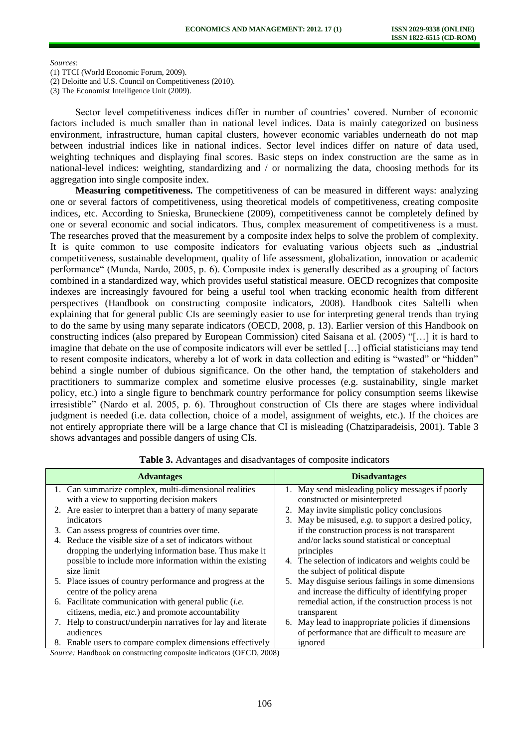*Sources*:
(1) TTCI (World Economic Forum, 2009).
(2) Deloitte and U.S. Council on Competitiveness (2010).
(3) The Economist Intelligence Unit (2009).

Sector level competitiveness indices differ in number of countries' covered. Number of economic factors included is much smaller than in national level indices. Data is mainly categorized on business environment, infrastructure, human capital clusters, however economic variables underneath do not map between industrial indices like in national indices. Sector level indices differ on nature of data used, weighting techniques and displaying final scores. Basic steps on index construction are the same as in national-level indices: weighting, standardizing and / or normalizing the data, choosing methods for its aggregation into single composite index.

**Measuring competitiveness.** The competitiveness of can be measured in different ways: analyzing one or several factors of competitiveness, using theoretical models of competitiveness, creating composite indices, etc. According to Snieska, Bruneckiene (2009), competitiveness cannot be completely defined by one or several economic and social indicators. Thus, complex measurement of competitiveness is a must. The researches proved that the measurement by a composite index helps to solve the problem of complexity. It is quite common to use composite indicators for evaluating various objects such as „industrial competitiveness, sustainable development, quality of life assessment, globalization, innovation or academic performance" (Munda, Nardo, 2005, p. 6). Composite index is generally described as a grouping of factors combined in a standardized way, which provides useful statistical measure. OECD recognizes that composite indexes are increasingly favoured for being a useful tool when tracking economic health from different perspectives (Handbook on constructing composite indicators, 2008). Handbook cites Saltelli when explaining that for general public CIs are seemingly easier to use for interpreting general trends than trying to do the same by using many separate indicators (OECD, 2008, p. 13). Earlier version of this Handbook on constructing indices (also prepared by European Commission) cited Saisana et al. (2005) "[…] it is hard to imagine that debate on the use of composite indicators will ever be settled […] official statisticians may tend to resent composite indicators, whereby a lot of work in data collection and editing is "wasted" or "hidden" behind a single number of dubious significance. On the other hand, the temptation of stakeholders and practitioners to summarize complex and sometime elusive processes (e.g. sustainability, single market policy, etc.) into a single figure to benchmark country performance for policy consumption seems likewise irresistible" (Nardo et al. 2005, p. 6). Throughout construction of CIs there are stages where individual judgment is needed (i.e. data collection, choice of a model, assignment of weights, etc.). If the choices are not entirely appropriate there will be a large chance that CI is misleading (Chatziparadeisis, 2001). Table 3 shows advantages and possible dangers of using CIs.

**Table 3.** Advantages and disadvantages of composite indicators

| Advantages | Disadvantages |
|---|---|
| 1. Can summarize complex, multi-dimensional realities with a view to supporting decision makers | 1. May send misleading policy messages if poorly constructed or misinterpreted |
| 2. Are easier to interpret than a battery of many separate indicators | 2. May invite simplistic policy conclusions |
| 3. Can assess progress of countries over time. | 3. May be misused, *e.g.* to support a desired policy, if the construction process is not transparent and/or lacks sound statistical or conceptual principles |
| 4. Reduce the visible size of a set of indicators without dropping the underlying information base. Thus make it possible to include more information within the existing size limit | 4. The selection of indicators and weights could be the subject of political dispute |
| 5. Place issues of country performance and progress at the centre of the policy arena | 5. May disguise serious failings in some dimensions and increase the difficulty of identifying proper remedial action, if the construction process is not transparent |
| 6. Facilitate communication with general public (*i.e.* citizens, media, *etc.*) and promote accountability | 6. May lead to inappropriate policies if dimensions of performance that are difficult to measure are ignored |
| 7. Help to construct/underpin narratives for lay and literate audiences | |
| 8. Enable users to compare complex dimensions effectively | |

*Source:* Handbook on constructing composite indicators (OECD, 2008)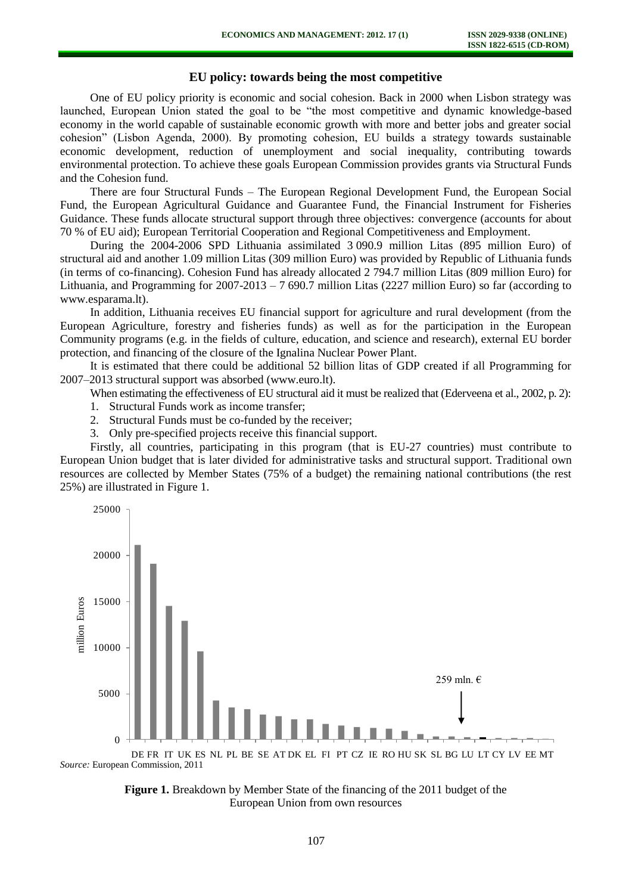## EU policy: towards being the most competitive

One of EU policy priority is economic and social cohesion. Back in 2000 when Lisbon strategy was launched, European Union stated the goal to be "the most competitive and dynamic knowledge-based economy in the world capable of sustainable economic growth with more and better jobs and greater social cohesion" (Lisbon Agenda, 2000). By promoting cohesion, EU builds a strategy towards sustainable economic development, reduction of unemployment and social inequality, contributing towards environmental protection. To achieve these goals European Commission provides grants via Structural Funds and the Cohesion fund.

There are four Structural Funds – The European Regional Development Fund, the European Social Fund, the European Agricultural Guidance and Guarantee Fund, the Financial Instrument for Fisheries Guidance. These funds allocate structural support through three objectives: convergence (accounts for about 70 % of EU aid); European Territorial Cooperation and Regional Competitiveness and Employment.

During the 2004-2006 SPD Lithuania assimilated 3 090.9 million Litas (895 million Euro) of structural aid and another 1.09 million Litas (309 million Euro) was provided by Republic of Lithuania funds (in terms of co-financing). Cohesion Fund has already allocated 2 794.7 million Litas (809 million Euro) for Lithuania, and Programming for 2007-2013 – 7 690.7 million Litas (2227 million Euro) so far (according to www.esparama.lt).

In addition, Lithuania receives EU financial support for agriculture and rural development (from the European Agriculture, forestry and fisheries funds) as well as for the participation in the European Community programs (e.g. in the fields of culture, education, and science and research), external EU border protection, and financing of the closure of the Ignalina Nuclear Power Plant.

It is estimated that there could be additional 52 billion litas of GDP created if all Programming for 2007–2013 structural support was absorbed (www.euro.lt).

When estimating the effectiveness of EU structural aid it must be realized that (Ederveena et al., 2002, p. 2):

1. Structural Funds work as income transfer;
2. Structural Funds must be co-funded by the receiver;
3. Only pre-specified projects receive this financial support.

Firstly, all countries, participating in this program (that is EU-27 countries) must contribute to European Union budget that is later divided for administrative tasks and structural support. Traditional own resources are collected by Member States (75% of a budget) the remaining national contributions (the rest 25%) are illustrated in Figure 1.

*Source:* European Commission, 2011

**Figure 1.** Breakdown by Member State of the financing of the 2011 budget of the European Union from own resources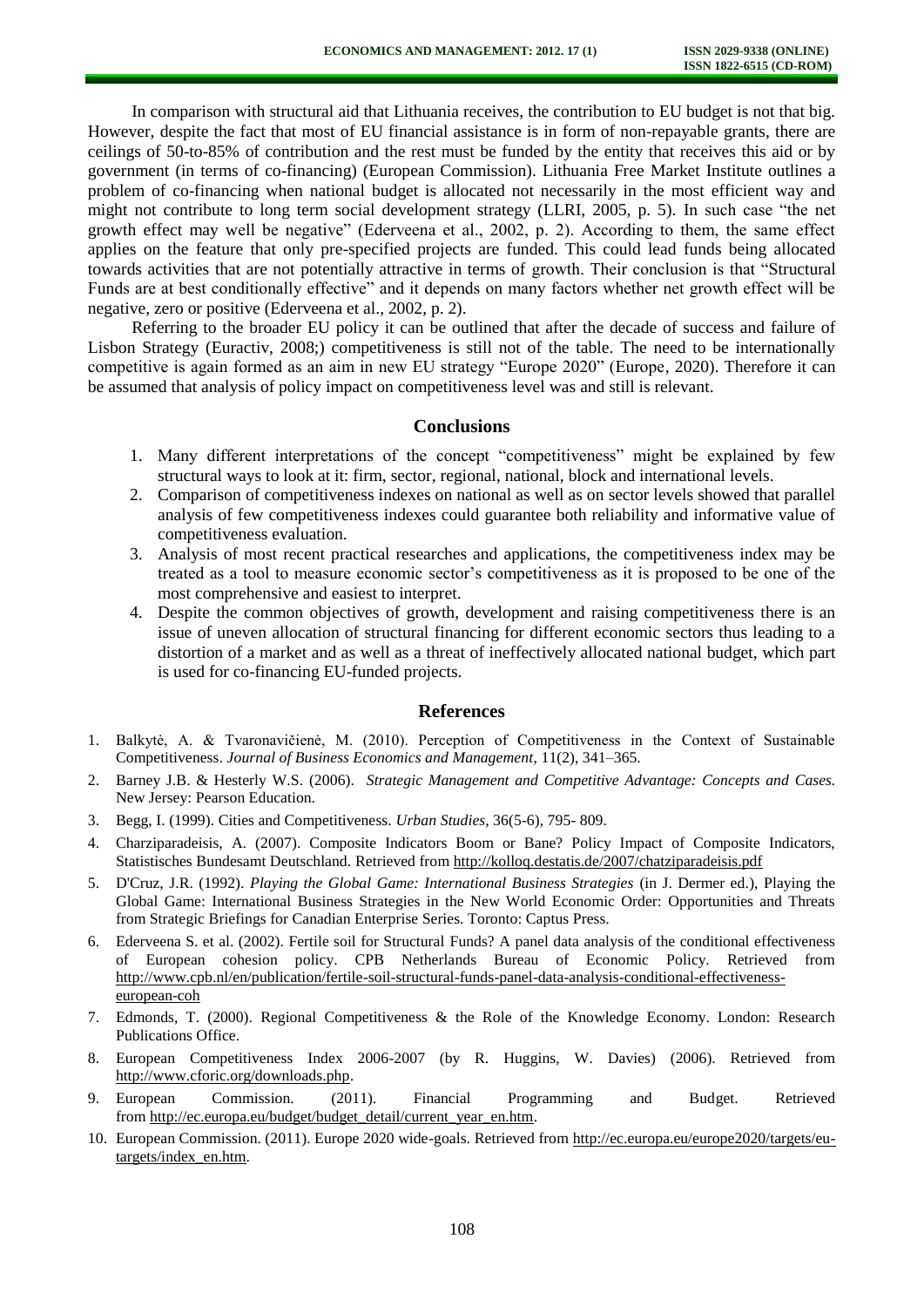In comparison with structural aid that Lithuania receives, the contribution to EU budget is not that big. However, despite the fact that most of EU financial assistance is in form of non-repayable grants, there are ceilings of 50-to-85% of contribution and the rest must be funded by the entity that receives this aid or by government (in terms of co-financing) (European Commission). Lithuania Free Market Institute outlines a problem of co-financing when national budget is allocated not necessarily in the most efficient way and might not contribute to long term social development strategy (LLRI, 2005, p. 5). In such case "the net growth effect may well be negative" (Ederveena et al., 2002, p. 2). According to them, the same effect applies on the feature that only pre-specified projects are funded. This could lead funds being allocated towards activities that are not potentially attractive in terms of growth. Their conclusion is that "Structural Funds are at best conditionally effective" and it depends on many factors whether net growth effect will be negative, zero or positive (Ederveena et al., 2002, p. 2).

Referring to the broader EU policy it can be outlined that after the decade of success and failure of Lisbon Strategy (Euractiv, 2008;) competitiveness is still not of the table. The need to be internationally competitive is again formed as an aim in new EU strategy "Europe 2020" (Europe, 2020). Therefore it can be assumed that analysis of policy impact on competitiveness level was and still is relevant.

## Conclusions

1. Many different interpretations of the concept "competitiveness" might be explained by few structural ways to look at it: firm, sector, regional, national, block and international levels.
2. Comparison of competitiveness indexes on national as well as on sector levels showed that parallel analysis of few competitiveness indexes could guarantee both reliability and informative value of competitiveness evaluation.
3. Analysis of most recent practical researches and applications, the competitiveness index may be treated as a tool to measure economic sector's competitiveness as it is proposed to be one of the most comprehensive and easiest to interpret.
4. Despite the common objectives of growth, development and raising competitiveness there is an issue of uneven allocation of structural financing for different economic sectors thus leading to a distortion of a market and as well as a threat of ineffectively allocated national budget, which part is used for co-financing EU-funded projects.

## References

1. Balkytė, A. & Tvaronavičienė, M. (2010). Perception of Competitiveness in the Context of Sustainable Competitiveness. *Journal of Business Economics and Management*, 11(2), 341–365.
2. Barney J.B. & Hesterly W.S. (2006). *Strategic Management and Competitive Advantage: Concepts and Cases.* New Jersey: Pearson Education.
3. Begg, I. (1999). Cities and Competitiveness. *Urban Studies*, 36(5-6), 795- 809.
4. Charziparadeisis, A. (2007). Composite Indicators Boom or Bane? Policy Impact of Composite Indicators, Statistisches Bundesamt Deutschland. Retrieved from http://kolloq.destatis.de/2007/chatziparadeisis.pdf
5. D'Cruz, J.R. (1992). *Playing the Global Game: International Business Strategies* (in J. Dermer ed.), Playing the Global Game: International Business Strategies in the New World Economic Order: Opportunities and Threats from Strategic Briefings for Canadian Enterprise Series. Toronto: Captus Press.
6. Ederveena S. et al. (2002). Fertile soil for Structural Funds? A panel data analysis of the conditional effectiveness of European cohesion policy. CPB Netherlands Bureau of Economic Policy. Retrieved from http://www.cpb.nl/en/publication/fertile-soil-structural-funds-panel-data-analysis-conditional-effectiveness-european-coh
7. Edmonds, T. (2000). Regional Competitiveness & the Role of the Knowledge Economy. London: Research Publications Office.
8. European Competitiveness Index 2006-2007 (by R. Huggins, W. Davies) (2006). Retrieved from http://www.cforic.org/downloads.php.
9. European Commission. (2011). Financial Programming and Budget. Retrieved from http://ec.europa.eu/budget/budget_detail/current_year_en.htm.
10. European Commission. (2011). Europe 2020 wide-goals. Retrieved from http://ec.europa.eu/europe2020/targets/eu-targets/index_en.htm.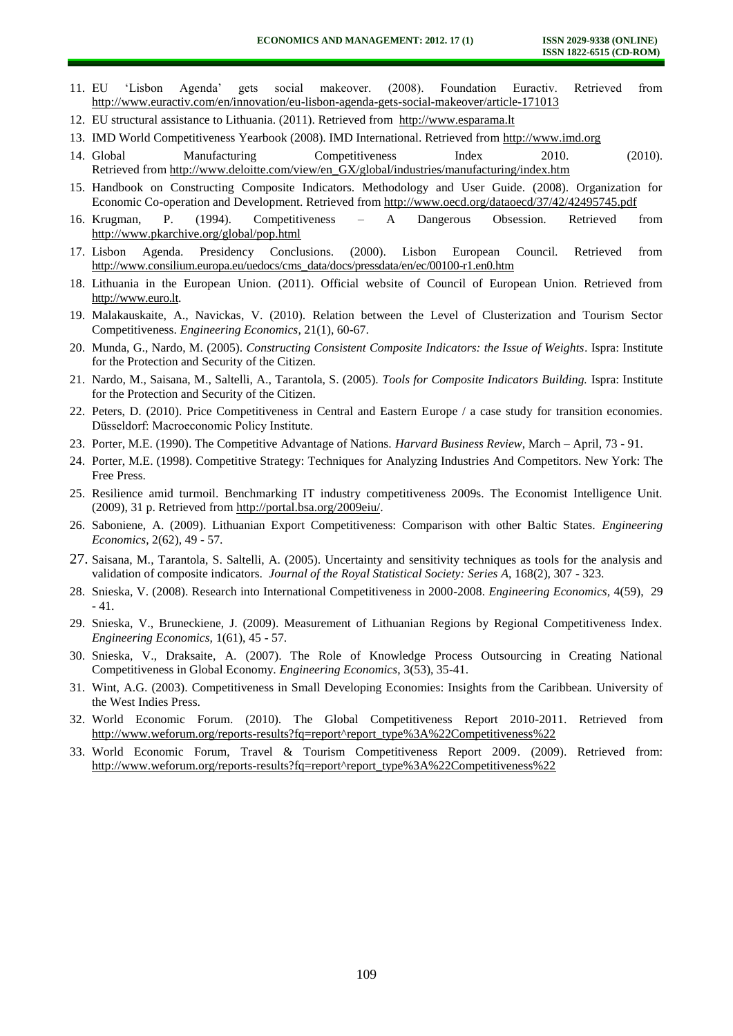11. EU 'Lisbon Agenda' gets social makeover. (2008). Foundation Euractiv. Retrieved from http://www.euractiv.com/en/innovation/eu-lisbon-agenda-gets-social-makeover/article-171013
12. EU structural assistance to Lithuania. (2011). Retrieved from http://www.esparama.lt
13. IMD World Competitiveness Yearbook (2008). IMD International. Retrieved from http://www.imd.org
14. Global Manufacturing Competitiveness Index 2010. (2010). Retrieved from http://www.deloitte.com/view/en_GX/global/industries/manufacturing/index.htm
15. Handbook on Constructing Composite Indicators. Methodology and User Guide. (2008). Organization for Economic Co-operation and Development. Retrieved from http://www.oecd.org/dataoecd/37/42/42495745.pdf
16. Krugman, P. (1994). Competitiveness – A Dangerous Obsession. Retrieved from http://www.pkarchive.org/global/pop.html
17. Lisbon Agenda. Presidency Conclusions. (2000). Lisbon European Council. Retrieved from http://www.consilium.europa.eu/uedocs/cms_data/docs/pressdata/en/ec/00100-r1.en0.htm
18. Lithuania in the European Union. (2011). Official website of Council of European Union. Retrieved from http://www.euro.lt.
19. Malakauskaite, A., Navickas, V. (2010). Relation between the Level of Clusterization and Tourism Sector Competitiveness. *Engineering Economics*, 21(1), 60-67.
20. Munda, G., Nardo, M. (2005). *Constructing Consistent Composite Indicators: the Issue of Weights*. Ispra: Institute for the Protection and Security of the Citizen.
21. Nardo, M., Saisana, M., Saltelli, A., Tarantola, S. (2005). *Tools for Composite Indicators Building.* Ispra: Institute for the Protection and Security of the Citizen.
22. Peters, D. (2010). Price Competitiveness in Central and Eastern Europe / a case study for transition economies. Düsseldorf: Macroeconomic Policy Institute.
23. Porter, M.E. (1990). The Competitive Advantage of Nations. *Harvard Business Review*, March – April, 73 - 91.
24. Porter, M.E. (1998). Competitive Strategy: Techniques for Analyzing Industries And Competitors. New York: The Free Press.
25. Resilience amid turmoil. Benchmarking IT industry competitiveness 2009s. The Economist Intelligence Unit. (2009), 31 p. Retrieved from http://portal.bsa.org/2009eiu/.
26. Saboniene, A. (2009). Lithuanian Export Competitiveness: Comparison with other Baltic States. *Engineering Economics*, 2(62), 49 - 57.
27. Saisana, M., Tarantola, S. Saltelli, A. (2005). Uncertainty and sensitivity techniques as tools for the analysis and validation of composite indicators. *Journal of the Royal Statistical Society: Series A*, 168(2), 307 - 323.
28. Snieska, V. (2008). Research into International Competitiveness in 2000-2008. *Engineering Economics,* 4(59), 29 - 41.
29. Snieska, V., Bruneckiene, J. (2009). Measurement of Lithuanian Regions by Regional Competitiveness Index. *Engineering Economics,* 1(61), 45 - 57.
30. Snieska, V., Draksaite, A. (2007). The Role of Knowledge Process Outsourcing in Creating National Competitiveness in Global Economy. *Engineering Economics*, 3(53), 35-41.
31. Wint, A.G. (2003). Competitiveness in Small Developing Economies: Insights from the Caribbean. University of the West Indies Press.
32. World Economic Forum. (2010). The Global Competitiveness Report 2010-2011. Retrieved from http://www.weforum.org/reports-results?fq=report^report_type%3A%22Competitiveness%22
33. World Economic Forum, Travel & Tourism Competitiveness Report 2009. (2009). Retrieved from: http://www.weforum.org/reports-results?fq=report^report_type%3A%22Competitiveness%22